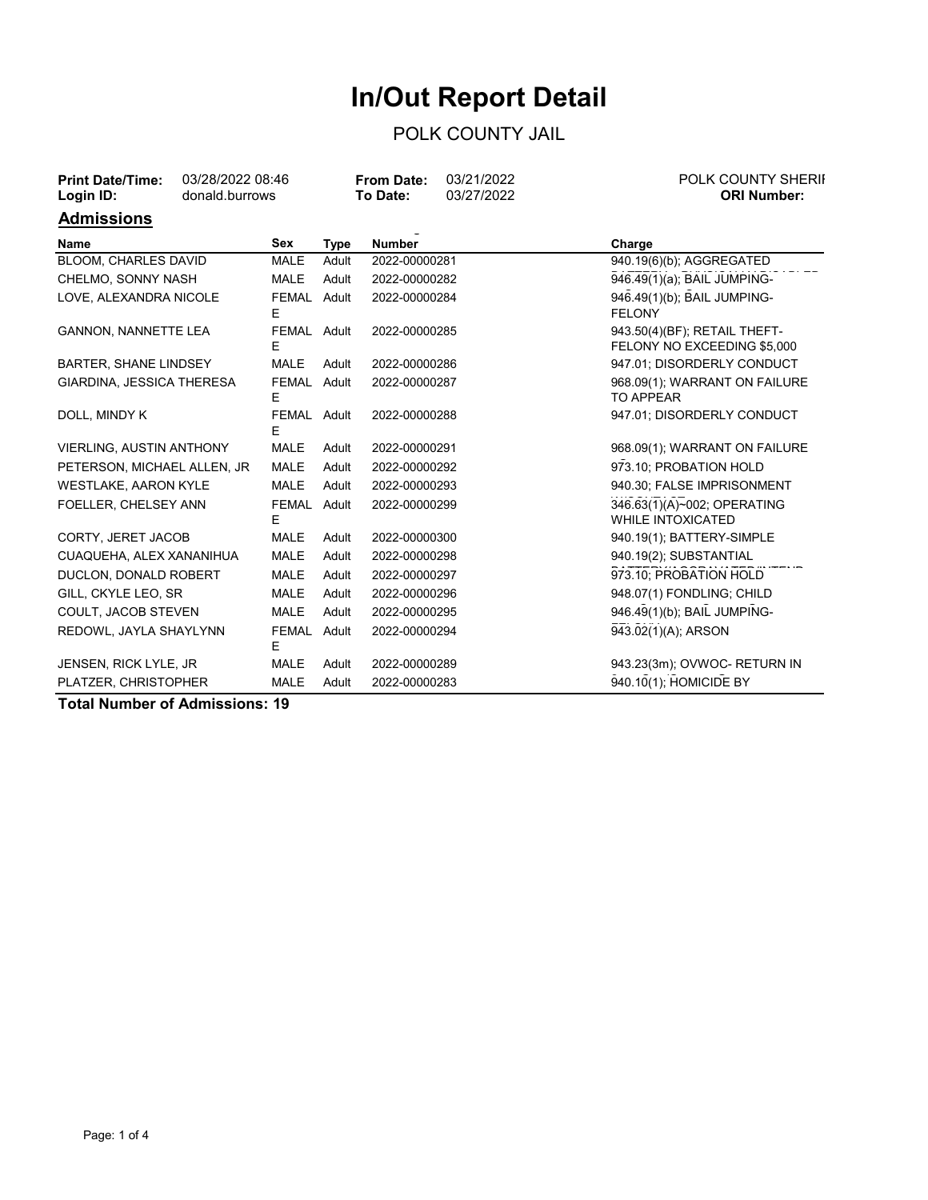# In/Out Report Detail

## POLK COUNTY JAIL

**Print Date/Time:** 03/28/2022 08:46 **From Date:** 03/21/2022 POLK COUNTY SHERI
**Login ID:** donald.burrows **To Date:** 03/27/2022 **ORI Number:**

### Admissions

| Name | Sex | Type | Number | Charge |
|---|---|---|---|---|
| BLOOM, CHARLES DAVID | MALE | Adult | 2022-00000281 | 940.19(6)(b); AGGREGATED |
| CHELMO, SONNY NASH | MALE | Adult | 2022-00000282 | 946.49(1)(a); BAIL JUMPING- |
| LOVE, ALEXANDRA NICOLE | FEMALE | Adult | 2022-00000284 | 946.49(1)(b); BAIL JUMPING-FELONY |
| GANNON, NANNETTE LEA | FEMALE | Adult | 2022-00000285 | 943.50(4)(BF); RETAIL THEFT-FELONY NO EXCEEDING $5,000 |
| BARTER, SHANE LINDSEY | MALE | Adult | 2022-00000286 | 947.01; DISORDERLY CONDUCT |
| GIARDINA, JESSICA THERESA | FEMALE | Adult | 2022-00000287 | 968.09(1); WARRANT ON FAILURE TO APPEAR |
| DOLL, MINDY K | FEMALE | Adult | 2022-00000288 | 947.01; DISORDERLY CONDUCT |
| VIERLING, AUSTIN ANTHONY | MALE | Adult | 2022-00000291 | 968.09(1); WARRANT ON FAILURE |
| PETERSON, MICHAEL ALLEN, JR | MALE | Adult | 2022-00000292 | 973.10; PROBATION HOLD |
| WESTLAKE, AARON KYLE | MALE | Adult | 2022-00000293 | 940.30; FALSE IMPRISONMENT |
| FOELLER, CHELSEY ANN | FEMALE | Adult | 2022-00000299 | 346.63(1)(A)~002; OPERATING WHILE INTOXICATED |
| CORTY, JERET JACOB | MALE | Adult | 2022-00000300 | 940.19(1); BATTERY-SIMPLE |
| CUAQUEHA, ALEX XANANIHUA | MALE | Adult | 2022-00000298 | 940.19(2); SUBSTANTIAL |
| DUCLON, DONALD ROBERT | MALE | Adult | 2022-00000297 | 973.10; PROBATION HOLD |
| GILL, CKYLE LEO, SR | MALE | Adult | 2022-00000296 | 948.07(1) FONDLING; CHILD |
| COULT, JACOB STEVEN | MALE | Adult | 2022-00000295 | 946.49(1)(b); BAIL JUMPING- |
| REDOWL, JAYLA SHAYLYNN | FEMALE | Adult | 2022-00000294 | 943.02(1)(A); ARSON |
| JENSEN, RICK LYLE, JR | MALE | Adult | 2022-00000289 | 943.23(3m); OVWOC- RETURN IN |
| PLATZER, CHRISTOPHER | MALE | Adult | 2022-00000283 | 940.10(1); HOMICIDE BY |

**Total Number of Admissions: 19**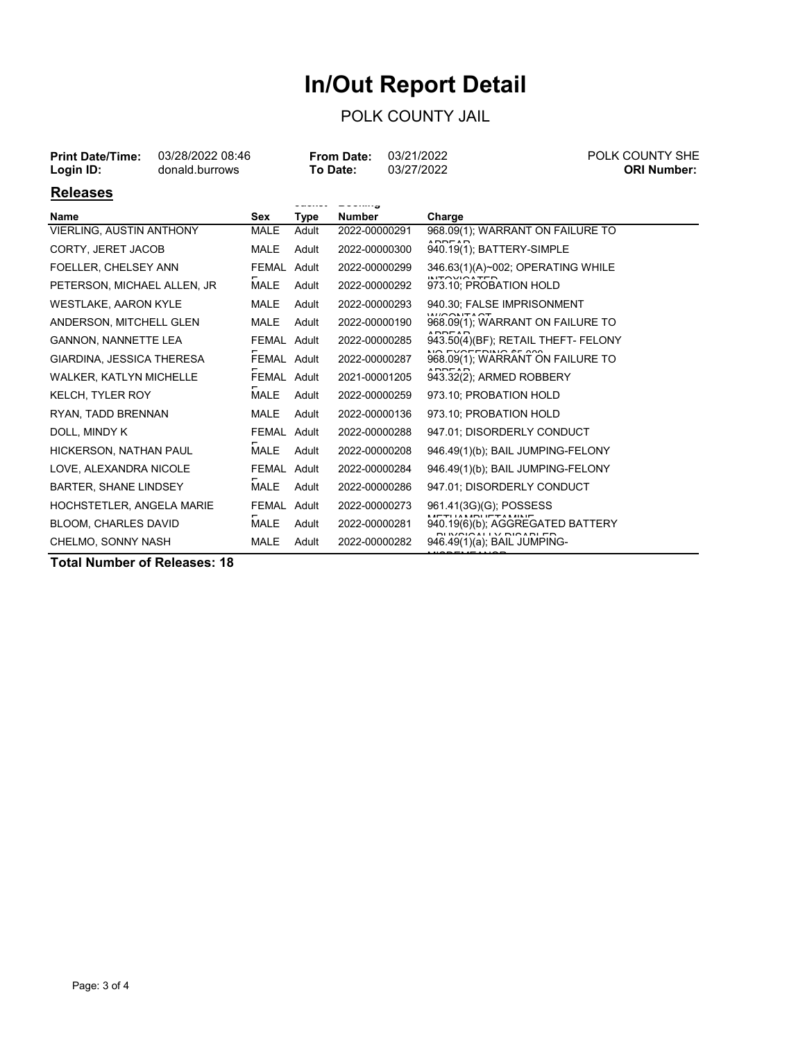# In/Out Report Detail

POLK COUNTY JAIL

| | | | | |
|---|---|---|---|---|
| **Print Date/Time:** | 03/28/2022 08:46 | **From Date:** | 03/21/2022 | POLK COUNTY SHE |
| **Login ID:** | donald.burrows | **To Date:** | 03/27/2022 | **ORI Number:** |

## Releases

| Name | Sex | Jacket Type | Booking Number | Charge |
|---|---|---|---|---|
| VIERLING, AUSTIN ANTHONY | MALE | Adult | 2022-00000291 | 968.09(1); WARRANT ON FAILURE TO APPEAR |
| CORTY, JERET JACOB | MALE | Adult | 2022-00000300 | 940.19(1); BATTERY-SIMPLE |
| FOELLER, CHELSEY ANN | FEMALE | Adult | 2022-00000299 | 346.63(1)(A)~002; OPERATING WHILE INTOXICATED |
| PETERSON, MICHAEL ALLEN, JR | MALE | Adult | 2022-00000292 | 973.10; PROBATION HOLD |
| WESTLAKE, AARON KYLE | MALE | Adult | 2022-00000293 | 940.30; FALSE IMPRISONMENT W/CONTACT |
| ANDERSON, MITCHELL GLEN | MALE | Adult | 2022-00000190 | 968.09(1); WARRANT ON FAILURE TO APPEAR |
| GANNON, NANNETTE LEA | FEMALE | Adult | 2022-00000285 | 943.50(4)(BF); RETAIL THEFT- FELONY NO EXCEEDING $5,000 |
| GIARDINA, JESSICA THERESA | FEMALE | Adult | 2022-00000287 | 968.09(1); WARRANT ON FAILURE TO APPEAR |
| WALKER, KATLYN MICHELLE | FEMALE | Adult | 2021-00001205 | 943.32(2); ARMED ROBBERY |
| KELCH, TYLER ROY | MALE | Adult | 2022-00000259 | 973.10; PROBATION HOLD |
| RYAN, TADD BRENNAN | MALE | Adult | 2022-00000136 | 973.10; PROBATION HOLD |
| DOLL, MINDY K | FEMALE | Adult | 2022-00000288 | 947.01; DISORDERLY CONDUCT |
| HICKERSON, NATHAN PAUL | MALE | Adult | 2022-00000208 | 946.49(1)(b); BAIL JUMPING-FELONY |
| LOVE, ALEXANDRA NICOLE | FEMALE | Adult | 2022-00000284 | 946.49(1)(b); BAIL JUMPING-FELONY |
| BARTER, SHANE LINDSEY | MALE | Adult | 2022-00000286 | 947.01; DISORDERLY CONDUCT |
| HOCHSTETLER, ANGELA MARIE | FEMALE | Adult | 2022-00000273 | 961.41(3G)(G); POSSESS METHAMPHETAMINE |
| BLOOM, CHARLES DAVID | MALE | Adult | 2022-00000281 | 940.19(6)(b); AGGREGATED BATTERY PHYSICALLY DISABLED |
| CHELMO, SONNY NASH | MALE | Adult | 2022-00000282 | 946.49(1)(a); BAIL JUMPING-MISDEMEANOR |

**Total Number of Releases: 18**